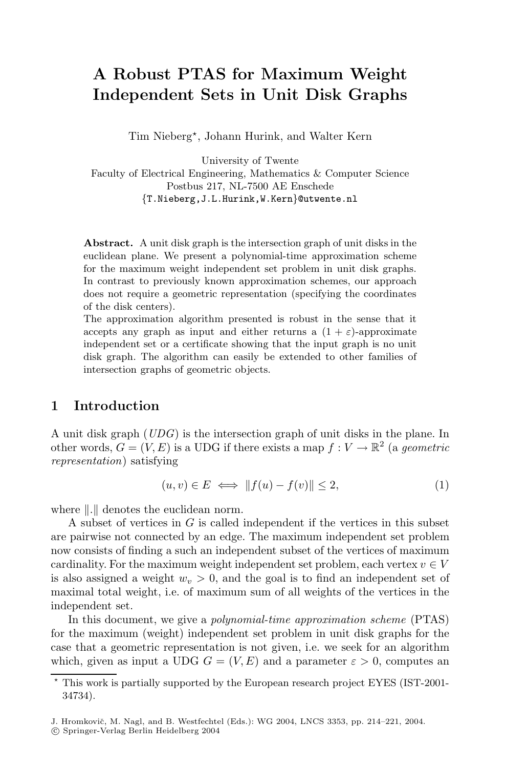# A Robust PTAS for Maximum Weight Independent Sets in Unit Disk Graphs

Tim Nieberg*, Johann Hurink, and Walter Kern

University of Twente
Faculty of Electrical Engineering, Mathematics & Computer Science
Postbus 217, NL-7500 AE Enschede
{T.Nieberg,J.L.Hurink,W.Kern}@utwente.nl

**Abstract.** A unit disk graph is the intersection graph of unit disks in the euclidean plane. We present a polynomial-time approximation scheme for the maximum weight independent set problem in unit disk graphs. In contrast to previously known approximation schemes, our approach does not require a geometric representation (specifying the coordinates of the disk centers).

The approximation algorithm presented is robust in the sense that it accepts any graph as input and either returns a $(1 + \varepsilon)$-approximate independent set or a certificate showing that the input graph is no unit disk graph. The algorithm can easily be extended to other families of intersection graphs of geometric objects.

## 1 Introduction

A unit disk graph (*UDG*) is the intersection graph of unit disks in the plane. In other words, $G = (V, E)$ is a UDG if there exists a map $f : V \to \mathbb{R}^2$ (a *geometric representation*) satisfying

$$(u, v) \in E \iff \|f(u) - f(v)\| \leq 2, \tag{1}$$

where $\|.\|$ denotes the euclidean norm.

A subset of vertices in $G$ is called independent if the vertices in this subset are pairwise not connected by an edge. The maximum independent set problem now consists of finding a such an independent subset of the vertices of maximum cardinality. For the maximum weight independent set problem, each vertex $v \in V$ is also assigned a weight $w_v > 0$, and the goal is to find an independent set of maximal total weight, i.e. of maximum sum of all weights of the vertices in the independent set.

In this document, we give a *polynomial-time approximation scheme* (PTAS) for the maximum (weight) independent set problem in unit disk graphs for the case that a geometric representation is not given, i.e. we seek for an algorithm which, given as input a UDG $G = (V, E)$ and a parameter $\varepsilon > 0$, computes an

---

* This work is partially supported by the European research project EYES (IST-2001-34734).

J. Hromkovič, M. Nagl, and B. Westfechtel (Eds.): WG 2004, LNCS 3353, pp. 214–221, 2004.
© Springer-Verlag Berlin Heidelberg 2004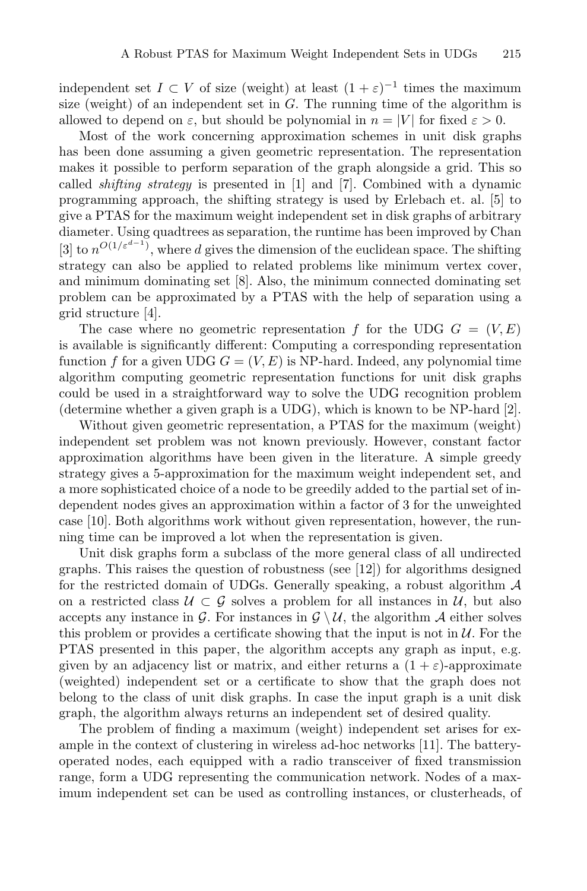independent set $I \subset V$ of size (weight) at least $(1+\varepsilon)^{-1}$ times the maximum size (weight) of an independent set in $G$. The running time of the algorithm is allowed to depend on $\varepsilon$, but should be polynomial in $n = |V|$ for fixed $\varepsilon > 0$.

Most of the work concerning approximation schemes in unit disk graphs has been done assuming a given geometric representation. The representation makes it possible to perform separation of the graph alongside a grid. This so called *shifting strategy* is presented in [1] and [7]. Combined with a dynamic programming approach, the shifting strategy is used by Erlebach et. al. [5] to give a PTAS for the maximum weight independent set in disk graphs of arbitrary diameter. Using quadtrees as separation, the runtime has been improved by Chan [3] to $n^{O(1/\varepsilon^{d-1})}$, where $d$ gives the dimension of the euclidean space. The shifting strategy can also be applied to related problems like minimum vertex cover, and minimum dominating set [8]. Also, the minimum connected dominating set problem can be approximated by a PTAS with the help of separation using a grid structure [4].

The case where no geometric representation $f$ for the UDG $G = (V, E)$ is available is significantly different: Computing a corresponding representation function $f$ for a given UDG $G = (V, E)$ is NP-hard. Indeed, any polynomial time algorithm computing geometric representation functions for unit disk graphs could be used in a straightforward way to solve the UDG recognition problem (determine whether a given graph is a UDG), which is known to be NP-hard [2].

Without given geometric representation, a PTAS for the maximum (weight) independent set problem was not known previously. However, constant factor approximation algorithms have been given in the literature. A simple greedy strategy gives a 5-approximation for the maximum weight independent set, and a more sophisticated choice of a node to be greedily added to the partial set of independent nodes gives an approximation within a factor of 3 for the unweighted case [10]. Both algorithms work without given representation, however, the running time can be improved a lot when the representation is given.

Unit disk graphs form a subclass of the more general class of all undirected graphs. This raises the question of robustness (see [12]) for algorithms designed for the restricted domain of UDGs. Generally speaking, a robust algorithm $\mathcal{A}$ on a restricted class $\mathcal{U} \subset \mathcal{G}$ solves a problem for all instances in $\mathcal{U}$, but also accepts any instance in $\mathcal{G}$. For instances in $\mathcal{G} \setminus \mathcal{U}$, the algorithm $\mathcal{A}$ either solves this problem or provides a certificate showing that the input is not in $\mathcal{U}$. For the PTAS presented in this paper, the algorithm accepts any graph as input, e.g. given by an adjacency list or matrix, and either returns a $(1+\varepsilon)$-approximate (weighted) independent set or a certificate to show that the graph does not belong to the class of unit disk graphs. In case the input graph is a unit disk graph, the algorithm always returns an independent set of desired quality.

The problem of finding a maximum (weight) independent set arises for example in the context of clustering in wireless ad-hoc networks [11]. The battery-operated nodes, each equipped with a radio transceiver of fixed transmission range, form a UDG representing the communication network. Nodes of a maximum independent set can be used as controlling instances, or clusterheads, of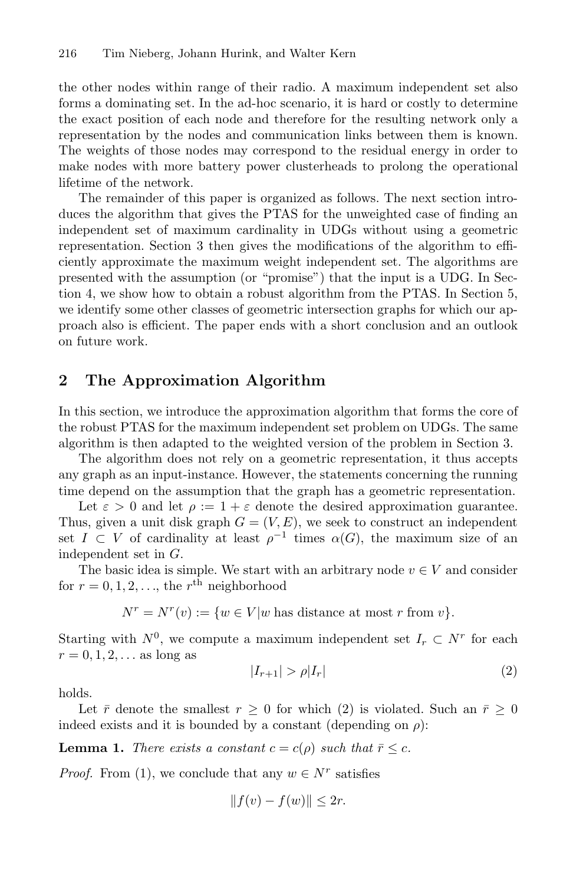the other nodes within range of their radio. A maximum independent set also forms a dominating set. In the ad-hoc scenario, it is hard or costly to determine the exact position of each node and therefore for the resulting network only a representation by the nodes and communication links between them is known. The weights of those nodes may correspond to the residual energy in order to make nodes with more battery power clusterheads to prolong the operational lifetime of the network.

The remainder of this paper is organized as follows. The next section introduces the algorithm that gives the PTAS for the unweighted case of finding an independent set of maximum cardinality in UDGs without using a geometric representation. Section 3 then gives the modifications of the algorithm to efficiently approximate the maximum weight independent set. The algorithms are presented with the assumption (or "promise") that the input is a UDG. In Section 4, we show how to obtain a robust algorithm from the PTAS. In Section 5, we identify some other classes of geometric intersection graphs for which our approach also is efficient. The paper ends with a short conclusion and an outlook on future work.

## 2 The Approximation Algorithm

In this section, we introduce the approximation algorithm that forms the core of the robust PTAS for the maximum independent set problem on UDGs. The same algorithm is then adapted to the weighted version of the problem in Section 3.

The algorithm does not rely on a geometric representation, it thus accepts any graph as an input-instance. However, the statements concerning the running time depend on the assumption that the graph has a geometric representation.

Let $\varepsilon > 0$ and let $\rho := 1 + \varepsilon$ denote the desired approximation guarantee. Thus, given a unit disk graph $G = (V, E)$, we seek to construct an independent set $I \subset V$ of cardinality at least $\rho^{-1}$ times $\alpha(G)$, the maximum size of an independent set in $G$.

The basic idea is simple. We start with an arbitrary node $v \in V$ and consider for $r = 0, 1, 2, \ldots$, the $r^{\text{th}}$ neighborhood

$$N^r = N^r(v) := \{w \in V | w \text{ has distance at most } r \text{ from } v\}.$$

Starting with $N^0$, we compute a maximum independent set $I_r \subset N^r$ for each $r = 0, 1, 2, \ldots$ as long as

$$|I_{r+1}| > \rho |I_r| \tag{2}$$

holds.

Let $\bar{r}$ denote the smallest $r \geq 0$ for which (2) is violated. Such an $\bar{r} \geq 0$ indeed exists and it is bounded by a constant (depending on $\rho$):

**Lemma 1.** *There exists a constant $c = c(\rho)$ such that $\bar{r} \leq c$.*

*Proof.* From (1), we conclude that any $w \in N^r$ satisfies

$$\|f(v) - f(w)\| \leq 2r.$$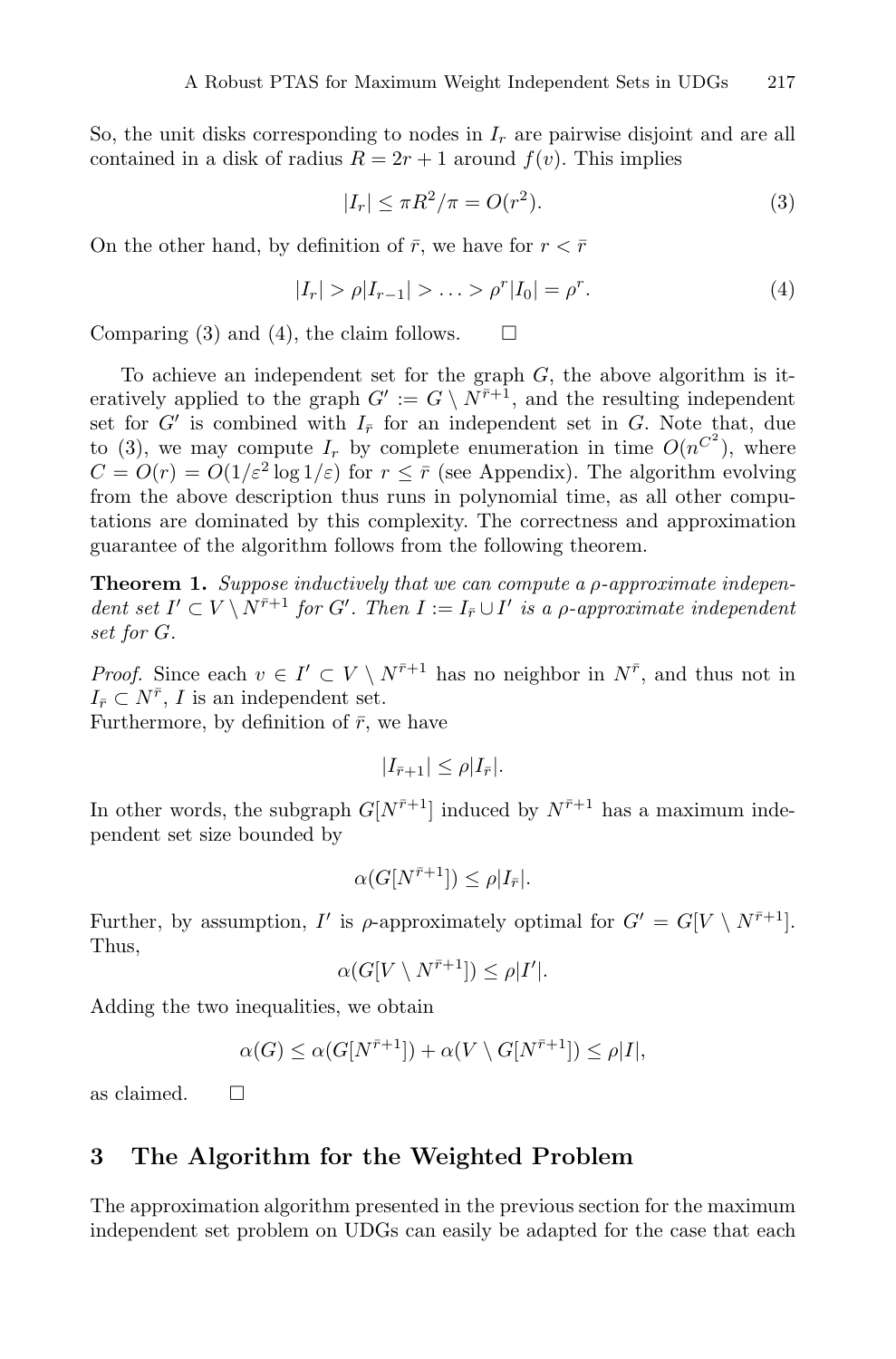So, the unit disks corresponding to nodes in $I_r$ are pairwise disjoint and are all contained in a disk of radius $R = 2r + 1$ around $f(v)$. This implies

$$|I_r| \leq \pi R^2 / \pi = O(r^2). \tag{3}$$

On the other hand, by definition of $\bar{r}$, we have for $r < \bar{r}$

$$|I_r| > \rho |I_{r-1}| > \ldots > \rho^r |I_0| = \rho^r. \tag{4}$$

Comparing (3) and (4), the claim follows. $\square$

To achieve an independent set for the graph $G$, the above algorithm is iteratively applied to the graph $G' := G \setminus N^{\bar{r}+1}$, and the resulting independent set for $G'$ is combined with $I_{\bar{r}}$ for an independent set in $G$. Note that, due to (3), we may compute $I_r$ by complete enumeration in time $O(n^{C^2})$, where $C = O(r) = O(1/\varepsilon^2 \log 1/\varepsilon)$ for $r \leq \bar{r}$ (see Appendix). The algorithm evolving from the above description thus runs in polynomial time, as all other computations are dominated by this complexity. The correctness and approximation guarantee of the algorithm follows from the following theorem.

**Theorem 1.** *Suppose inductively that we can compute a $\rho$-approximate independent set $I' \subset V \setminus N^{\bar{r}+1}$ for $G'$. Then $I := I_{\bar{r}} \cup I'$ is a $\rho$-approximate independent set for $G$.*

*Proof.* Since each $v \in I' \subset V \setminus N^{\bar{r}+1}$ has no neighbor in $N^{\bar{r}}$, and thus not in $I_{\bar{r}} \subset N^{\bar{r}}$, $I$ is an independent set.
Furthermore, by definition of $\bar{r}$, we have

$$|I_{\bar{r}+1}| \leq \rho |I_{\bar{r}}|.$$

In other words, the subgraph $G[N^{\bar{r}+1}]$ induced by $N^{\bar{r}+1}$ has a maximum independent set size bounded by

$$\alpha(G[N^{\bar{r}+1}]) \leq \rho |I_{\bar{r}}|.$$

Further, by assumption, $I'$ is $\rho$-approximately optimal for $G' = G[V \setminus N^{\bar{r}+1}]$. Thus,

$$\alpha(G[V \setminus N^{\bar{r}+1}]) \leq \rho |I'|.$$

Adding the two inequalities, we obtain

$$\alpha(G) \leq \alpha(G[N^{\bar{r}+1}]) + \alpha(V \setminus G[N^{\bar{r}+1}]) \leq \rho |I|,$$

as claimed. $\square$

## 3 The Algorithm for the Weighted Problem

The approximation algorithm presented in the previous section for the maximum independent set problem on UDGs can easily be adapted for the case that each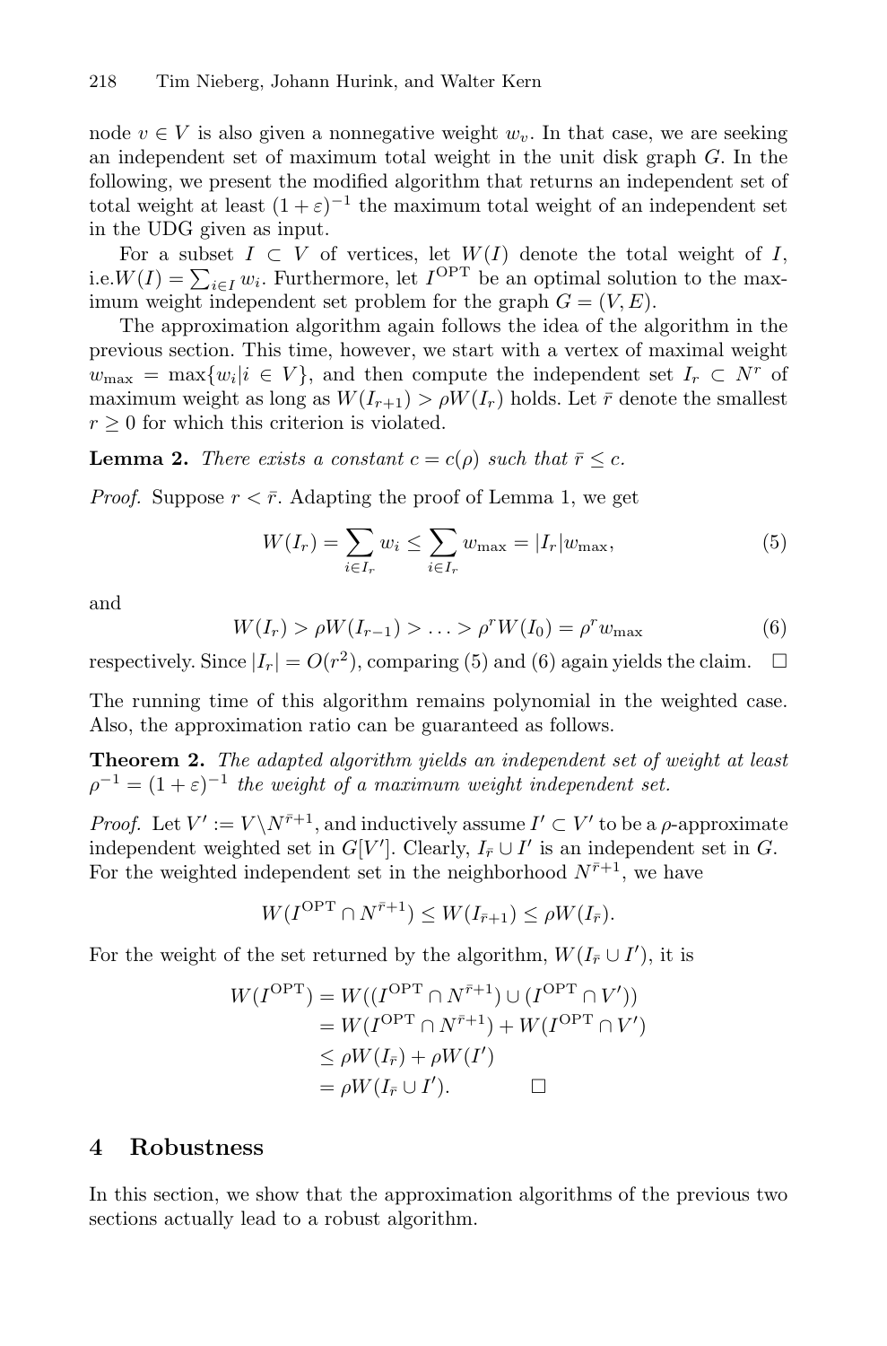node $v \in V$ is also given a nonnegative weight $w_v$. In that case, we are seeking an independent set of maximum total weight in the unit disk graph $G$. In the following, we present the modified algorithm that returns an independent set of total weight at least $(1+\varepsilon)^{-1}$ the maximum total weight of an independent set in the UDG given as input.

For a subset $I \subset V$ of vertices, let $W(I)$ denote the total weight of $I$, i.e. $W(I) = \sum_{i \in I} w_i$. Furthermore, let $I^{\text{OPT}}$ be an optimal solution to the maximum weight independent set problem for the graph $G = (V, E)$.

The approximation algorithm again follows the idea of the algorithm in the previous section. This time, however, we start with a vertex of maximal weight $w_{\max} = \max\{w_i | i \in V\}$, and then compute the independent set $I_r \subset N^r$ of maximum weight as long as $W(I_{r+1}) > \rho W(I_r)$ holds. Let $\bar{r}$ denote the smallest $r \geq 0$ for which this criterion is violated.

**Lemma 2.** *There exists a constant $c = c(\rho)$ such that $\bar{r} \leq c$.*

*Proof.* Suppose $r < \bar{r}$. Adapting the proof of Lemma 1, we get

$$W(I_r) = \sum_{i \in I_r} w_i \leq \sum_{i \in I_r} w_{\max} = |I_r| w_{\max}, \tag{5}$$

and

$$W(I_r) > \rho W(I_{r-1}) > \ldots > \rho^r W(I_0) = \rho^r w_{\max} \tag{6}$$

respectively. Since $|I_r| = O(r^2)$, comparing (5) and (6) again yields the claim. □

The running time of this algorithm remains polynomial in the weighted case. Also, the approximation ratio can be guaranteed as follows.

**Theorem 2.** *The adapted algorithm yields an independent set of weight at least $\rho^{-1} = (1+\varepsilon)^{-1}$ the weight of a maximum weight independent set.*

*Proof.* Let $V' := V \setminus N^{\bar{r}+1}$, and inductively assume $I' \subset V'$ to be a $\rho$-approximate independent weighted set in $G[V']$. Clearly, $I_{\bar{r}} \cup I'$ is an independent set in $G$. For the weighted independent set in the neighborhood $N^{\bar{r}+1}$, we have

$$W(I^{\text{OPT}} \cap N^{\bar{r}+1}) \leq W(I_{\bar{r}+1}) \leq \rho W(I_{\bar{r}}).$$

For the weight of the set returned by the algorithm, $W(I_{\bar{r}} \cup I')$, it is

$$\begin{aligned}
W(I^{\text{OPT}}) &= W((I^{\text{OPT}} \cap N^{\bar{r}+1}) \cup (I^{\text{OPT}} \cap V')) \\
&= W(I^{\text{OPT}} \cap N^{\bar{r}+1}) + W(I^{\text{OPT}} \cap V') \\
&\leq \rho W(I_{\bar{r}}) + \rho W(I') \\
&= \rho W(I_{\bar{r}} \cup I').
\end{aligned}$$

□

## 4 Robustness

In this section, we show that the approximation algorithms of the previous two sections actually lead to a robust algorithm.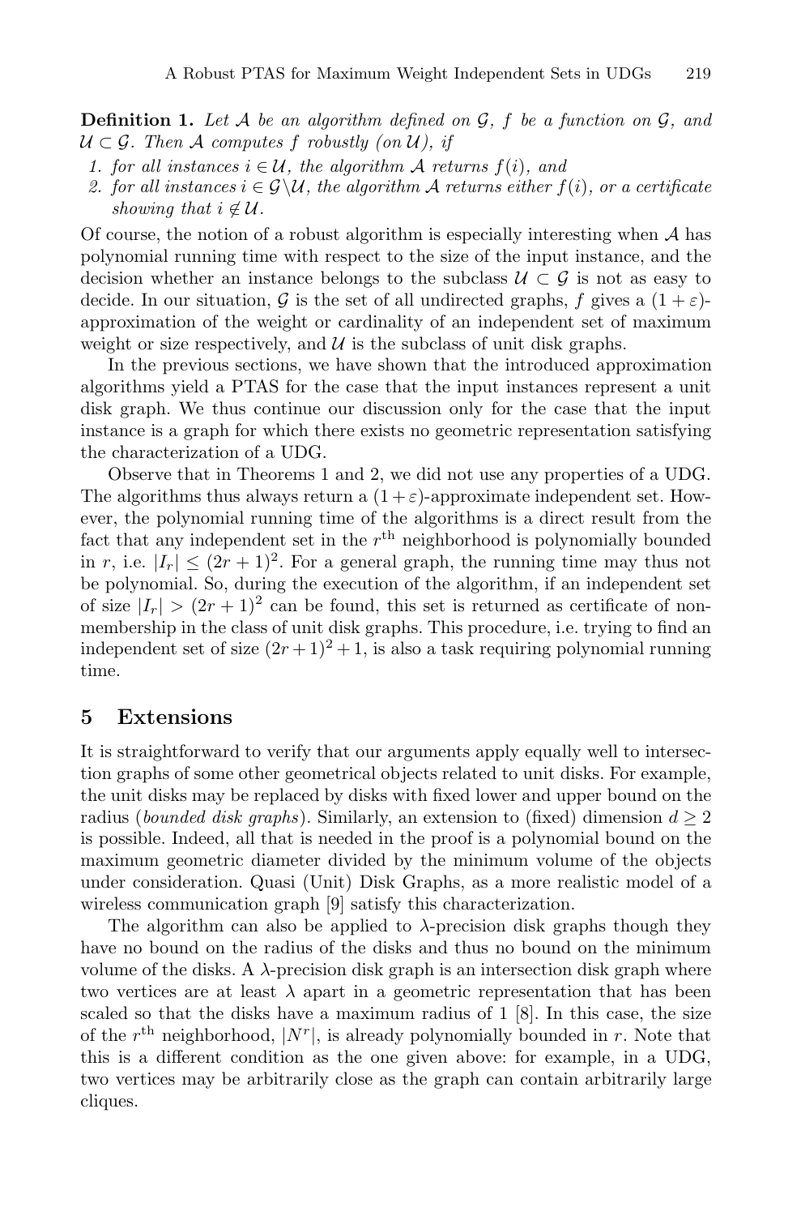**Definition 1.** *Let $\mathcal{A}$ be an algorithm defined on $\mathcal{G}$, $f$ be a function on $\mathcal{G}$, and $\mathcal{U} \subset \mathcal{G}$. Then $\mathcal{A}$ computes $f$ robustly (on $\mathcal{U}$), if*

1. *for all instances $i \in \mathcal{U}$, the algorithm $\mathcal{A}$ returns $f(i)$, and*
2. *for all instances $i \in \mathcal{G} \backslash \mathcal{U}$, the algorithm $\mathcal{A}$ returns either $f(i)$, or a certificate showing that $i \notin \mathcal{U}$.*

Of course, the notion of a robust algorithm is especially interesting when $\mathcal{A}$ has polynomial running time with respect to the size of the input instance, and the decision whether an instance belongs to the subclass $\mathcal{U} \subset \mathcal{G}$ is not as easy to decide. In our situation, $\mathcal{G}$ is the set of all undirected graphs, $f$ gives a $(1+\varepsilon)$-approximation of the weight or cardinality of an independent set of maximum weight or size respectively, and $\mathcal{U}$ is the subclass of unit disk graphs.

In the previous sections, we have shown that the introduced approximation algorithms yield a PTAS for the case that the input instances represent a unit disk graph. We thus continue our discussion only for the case that the input instance is a graph for which there exists no geometric representation satisfying the characterization of a UDG.

Observe that in Theorems 1 and 2, we did not use any properties of a UDG. The algorithms thus always return a $(1+\varepsilon)$-approximate independent set. However, the polynomial running time of the algorithms is a direct result from the fact that any independent set in the $r^{\text{th}}$ neighborhood is polynomially bounded in $r$, i.e. $|I_r| \leq (2r+1)^2$. For a general graph, the running time may thus not be polynomial. So, during the execution of the algorithm, if an independent set of size $|I_r| > (2r+1)^2$ can be found, this set is returned as certificate of non-membership in the class of unit disk graphs. This procedure, i.e. trying to find an independent set of size $(2r+1)^2+1$, is also a task requiring polynomial running time.

## 5 Extensions

It is straightforward to verify that our arguments apply equally well to intersection graphs of some other geometrical objects related to unit disks. For example, the unit disks may be replaced by disks with fixed lower and upper bound on the radius (*bounded disk graphs*). Similarly, an extension to (fixed) dimension $d \geq 2$ is possible. Indeed, all that is needed in the proof is a polynomial bound on the maximum geometric diameter divided by the minimum volume of the objects under consideration. Quasi (Unit) Disk Graphs, as a more realistic model of a wireless communication graph [9] satisfy this characterization.

The algorithm can also be applied to $\lambda$-precision disk graphs though they have no bound on the radius of the disks and thus no bound on the minimum volume of the disks. A $\lambda$-precision disk graph is an intersection disk graph where two vertices are at least $\lambda$ apart in a geometric representation that has been scaled so that the disks have a maximum radius of 1 [8]. In this case, the size of the $r^{\text{th}}$ neighborhood, $|N^r|$, is already polynomially bounded in $r$. Note that this is a different condition as the one given above: for example, in a UDG, two vertices may be arbitrarily close as the graph can contain arbitrarily large cliques.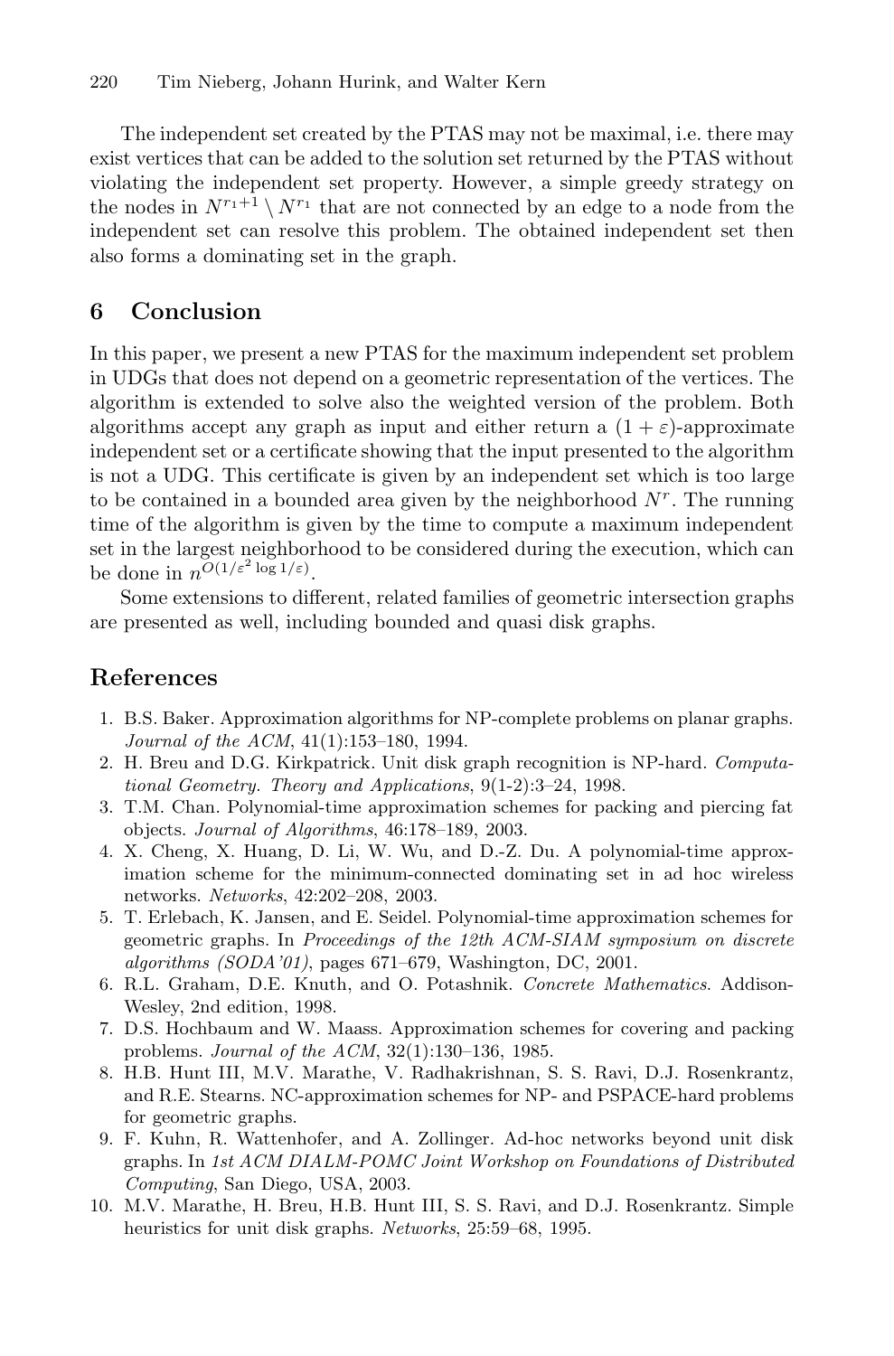The independent set created by the PTAS may not be maximal, i.e. there may exist vertices that can be added to the solution set returned by the PTAS without violating the independent set property. However, a simple greedy strategy on the nodes in $N^{r_1+1} \setminus N^{r_1}$ that are not connected by an edge to a node from the independent set can resolve this problem. The obtained independent set then also forms a dominating set in the graph.

## 6 Conclusion

In this paper, we present a new PTAS for the maximum independent set problem in UDGs that does not depend on a geometric representation of the vertices. The algorithm is extended to solve also the weighted version of the problem. Both algorithms accept any graph as input and either return a $(1+\varepsilon)$-approximate independent set or a certificate showing that the input presented to the algorithm is not a UDG. This certificate is given by an independent set which is too large to be contained in a bounded area given by the neighborhood $N^r$. The running time of the algorithm is given by the time to compute a maximum independent set in the largest neighborhood to be considered during the execution, which can be done in $n^{O(1/\varepsilon^2 \log 1/\varepsilon)}$.

Some extensions to different, related families of geometric intersection graphs are presented as well, including bounded and quasi disk graphs.

## References

1. B.S. Baker. Approximation algorithms for NP-complete problems on planar graphs. *Journal of the ACM*, 41(1):153–180, 1994.
2. H. Breu and D.G. Kirkpatrick. Unit disk graph recognition is NP-hard. *Computational Geometry. Theory and Applications*, 9(1-2):3–24, 1998.
3. T.M. Chan. Polynomial-time approximation schemes for packing and piercing fat objects. *Journal of Algorithms*, 46:178–189, 2003.
4. X. Cheng, X. Huang, D. Li, W. Wu, and D.-Z. Du. A polynomial-time approximation scheme for the minimum-connected dominating set in ad hoc wireless networks. *Networks*, 42:202–208, 2003.
5. T. Erlebach, K. Jansen, and E. Seidel. Polynomial-time approximation schemes for geometric graphs. In *Proceedings of the 12th ACM-SIAM symposium on discrete algorithms (SODA'01)*, pages 671–679, Washington, DC, 2001.
6. R.L. Graham, D.E. Knuth, and O. Potashnik. *Concrete Mathematics*. Addison-Wesley, 2nd edition, 1998.
7. D.S. Hochbaum and W. Maass. Approximation schemes for covering and packing problems. *Journal of the ACM*, 32(1):130–136, 1985.
8. H.B. Hunt III, M.V. Marathe, V. Radhakrishnan, S. S. Ravi, D.J. Rosenkrantz, and R.E. Stearns. NC-approximation schemes for NP- and PSPACE-hard problems for geometric graphs.
9. F. Kuhn, R. Wattenhofer, and A. Zollinger. Ad-hoc networks beyond unit disk graphs. In *1st ACM DIALM-POMC Joint Workshop on Foundations of Distributed Computing*, San Diego, USA, 2003.
10. M.V. Marathe, H. Breu, H.B. Hunt III, S. S. Ravi, and D.J. Rosenkrantz. Simple heuristics for unit disk graphs. *Networks*, 25:59–68, 1995.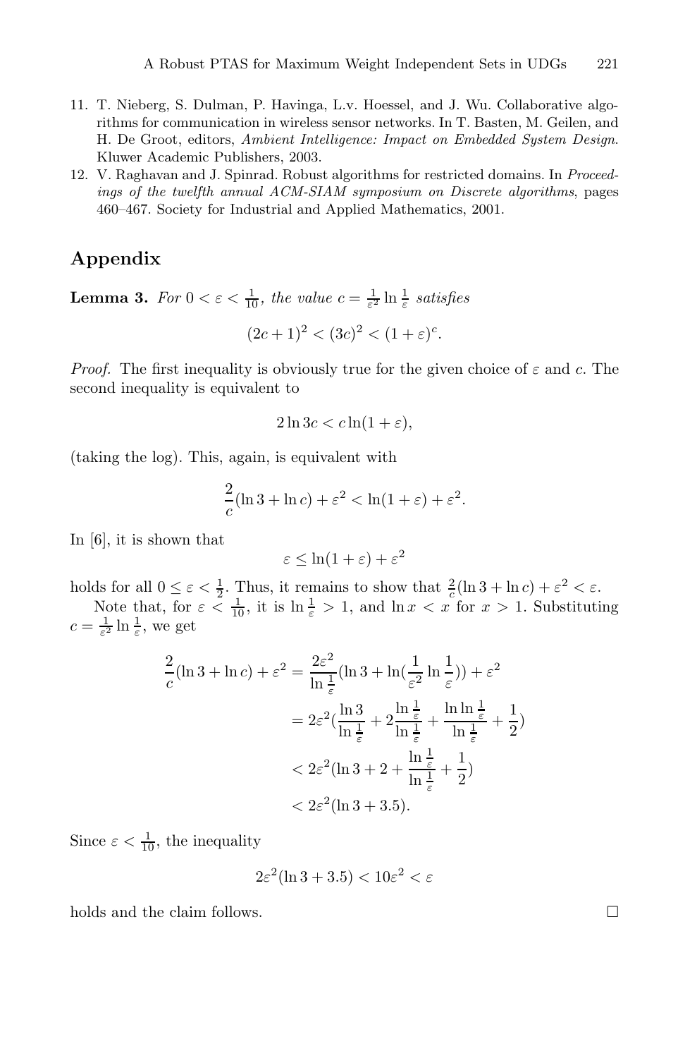11. T. Nieberg, S. Dulman, P. Havinga, L.v. Hoessel, and J. Wu. Collaborative algorithms for communication in wireless sensor networks. In T. Basten, M. Geilen, and H. De Groot, editors, *Ambient Intelligence: Impact on Embedded System Design*. Kluwer Academic Publishers, 2003.
12. V. Raghavan and J. Spinrad. Robust algorithms for restricted domains. In *Proceedings of the twelfth annual ACM-SIAM symposium on Discrete algorithms*, pages 460–467. Society for Industrial and Applied Mathematics, 2001.

## Appendix

**Lemma 3.** *For $0 < \varepsilon < \frac{1}{10}$, the value $c = \frac{1}{\varepsilon^2} \ln \frac{1}{\varepsilon}$ satisfies*

$$(2c+1)^2 < (3c)^2 < (1+\varepsilon)^c.$$

*Proof.* The first inequality is obviously true for the given choice of $\varepsilon$ and $c$. The second inequality is equivalent to

$$2 \ln 3c < c \ln(1+\varepsilon),$$

(taking the log). This, again, is equivalent with

$$\frac{2}{c}(\ln 3 + \ln c) + \varepsilon^2 < \ln(1+\varepsilon) + \varepsilon^2.$$

In [6], it is shown that

$$\varepsilon \leq \ln(1+\varepsilon) + \varepsilon^2$$

holds for all $0 \leq \varepsilon < \frac{1}{2}$. Thus, it remains to show that $\frac{2}{c}(\ln 3 + \ln c) + \varepsilon^2 < \varepsilon$.

Note that, for $\varepsilon < \frac{1}{10}$, it is $\ln \frac{1}{\varepsilon} > 1$, and $\ln x < x$ for $x > 1$. Substituting $c = \frac{1}{\varepsilon^2} \ln \frac{1}{\varepsilon}$, we get

$$\begin{aligned}
\frac{2}{c}(\ln 3 + \ln c) + \varepsilon^2 &= \frac{2\varepsilon^2}{\ln \frac{1}{\varepsilon}}(\ln 3 + \ln(\frac{1}{\varepsilon^2} \ln \frac{1}{\varepsilon})) + \varepsilon^2 \\
&= 2\varepsilon^2(\frac{\ln 3}{\ln \frac{1}{\varepsilon}} + 2\frac{\ln \frac{1}{\varepsilon}}{\ln \frac{1}{\varepsilon}} + \frac{\ln \ln \frac{1}{\varepsilon}}{\ln \frac{1}{\varepsilon}} + \frac{1}{2}) \\
&< 2\varepsilon^2(\ln 3 + 2 + \frac{\ln \frac{1}{\varepsilon}}{\ln \frac{1}{\varepsilon}} + \frac{1}{2}) \\
&< 2\varepsilon^2(\ln 3 + 3.5).
\end{aligned}$$

Since $\varepsilon < \frac{1}{10}$, the inequality

$$2\varepsilon^2(\ln 3 + 3.5) < 10\varepsilon^2 < \varepsilon$$

holds and the claim follows. □